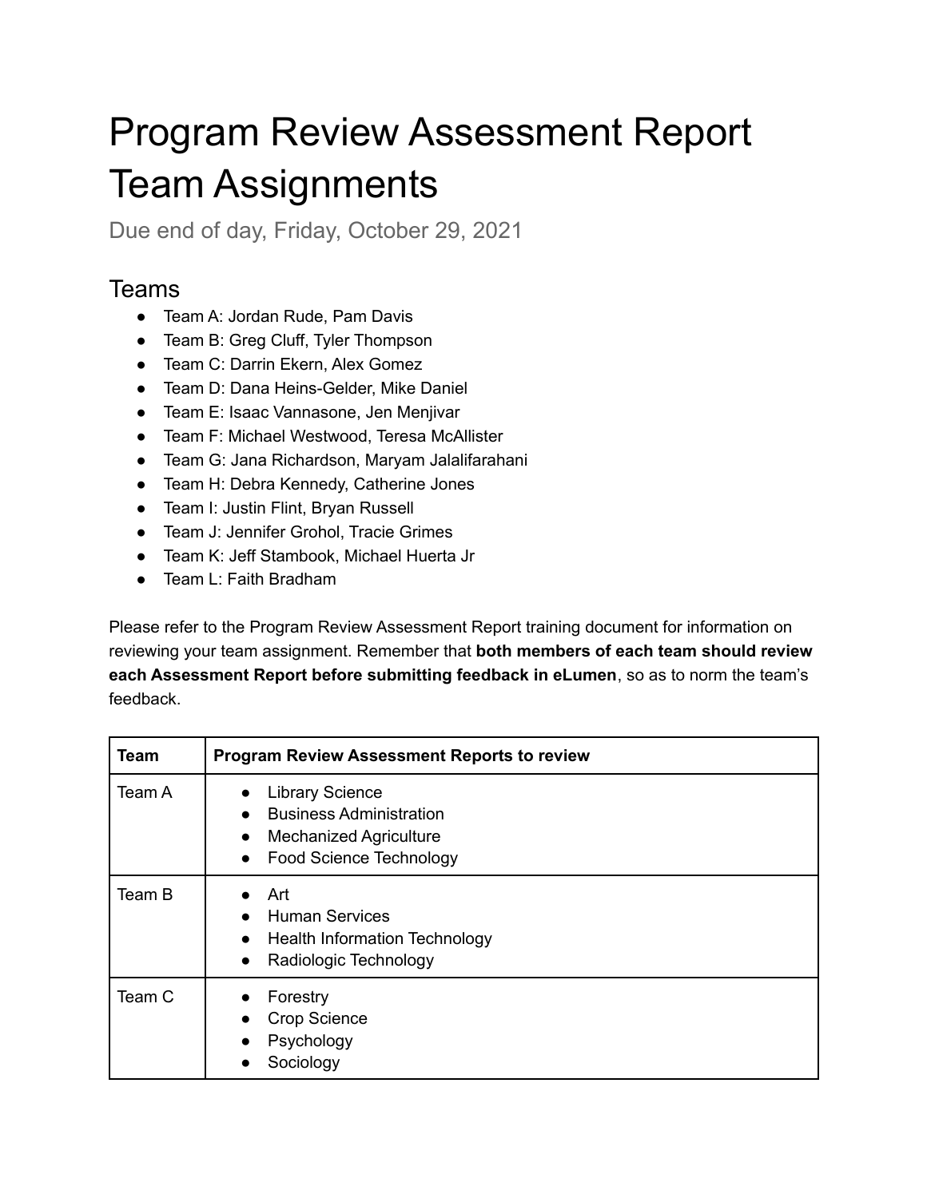# Program Review Assessment Report Team Assignments

Due end of day, Friday, October 29, 2021

## Teams

- Team A: Jordan Rude, Pam Davis
- Team B: Greg Cluff, Tyler Thompson
- Team C: Darrin Ekern, Alex Gomez
- Team D: Dana Heins-Gelder, Mike Daniel
- Team E: Isaac Vannasone, Jen Menjivar
- Team F: Michael Westwood, Teresa McAllister
- Team G: Jana Richardson, Maryam Jalalifarahani
- Team H: Debra Kennedy, Catherine Jones
- Team I: Justin Flint, Bryan Russell
- Team J: Jennifer Grohol, Tracie Grimes
- Team K: Jeff Stambook, Michael Huerta Jr
- Team L: Faith Bradham

Please refer to the Program Review Assessment Report training document for information on reviewing your team assignment. Remember that **both members of each team should review each Assessment Report before submitting feedback in eLumen**, so as to norm the team's feedback.

| Team | Program Review Assessment Reports to review |
|---|---|
| Team A | • Library Science<br>• Business Administration<br>• Mechanized Agriculture<br>• Food Science Technology |
| Team B | • Art<br>• Human Services<br>• Health Information Technology<br>• Radiologic Technology |
| Team C | • Forestry<br>• Crop Science<br>• Psychology<br>• Sociology |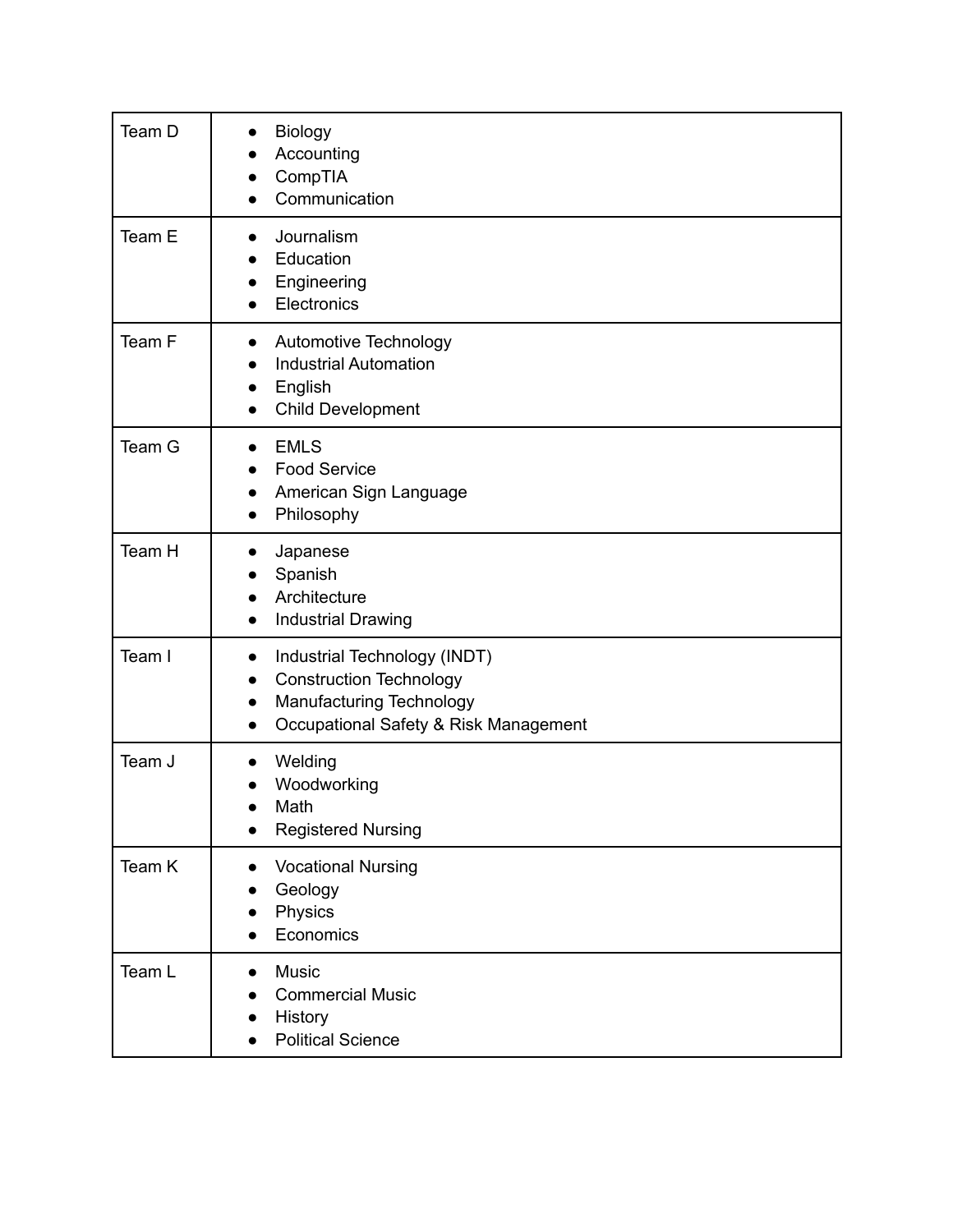| | |
|---|---|
| Team D | • Biology<br>• Accounting<br>• CompTIA<br>• Communication |
| Team E | • Journalism<br>• Education<br>• Engineering<br>• Electronics |
| Team F | • Automotive Technology<br>• Industrial Automation<br>• English<br>• Child Development |
| Team G | • EMLS<br>• Food Service<br>• American Sign Language<br>• Philosophy |
| Team H | • Japanese<br>• Spanish<br>• Architecture<br>• Industrial Drawing |
| Team I | • Industrial Technology (INDT)<br>• Construction Technology<br>• Manufacturing Technology<br>• Occupational Safety & Risk Management |
| Team J | • Welding<br>• Woodworking<br>• Math<br>• Registered Nursing |
| Team K | • Vocational Nursing<br>• Geology<br>• Physics<br>• Economics |
| Team L | • Music<br>• Commercial Music<br>• History<br>• Political Science |